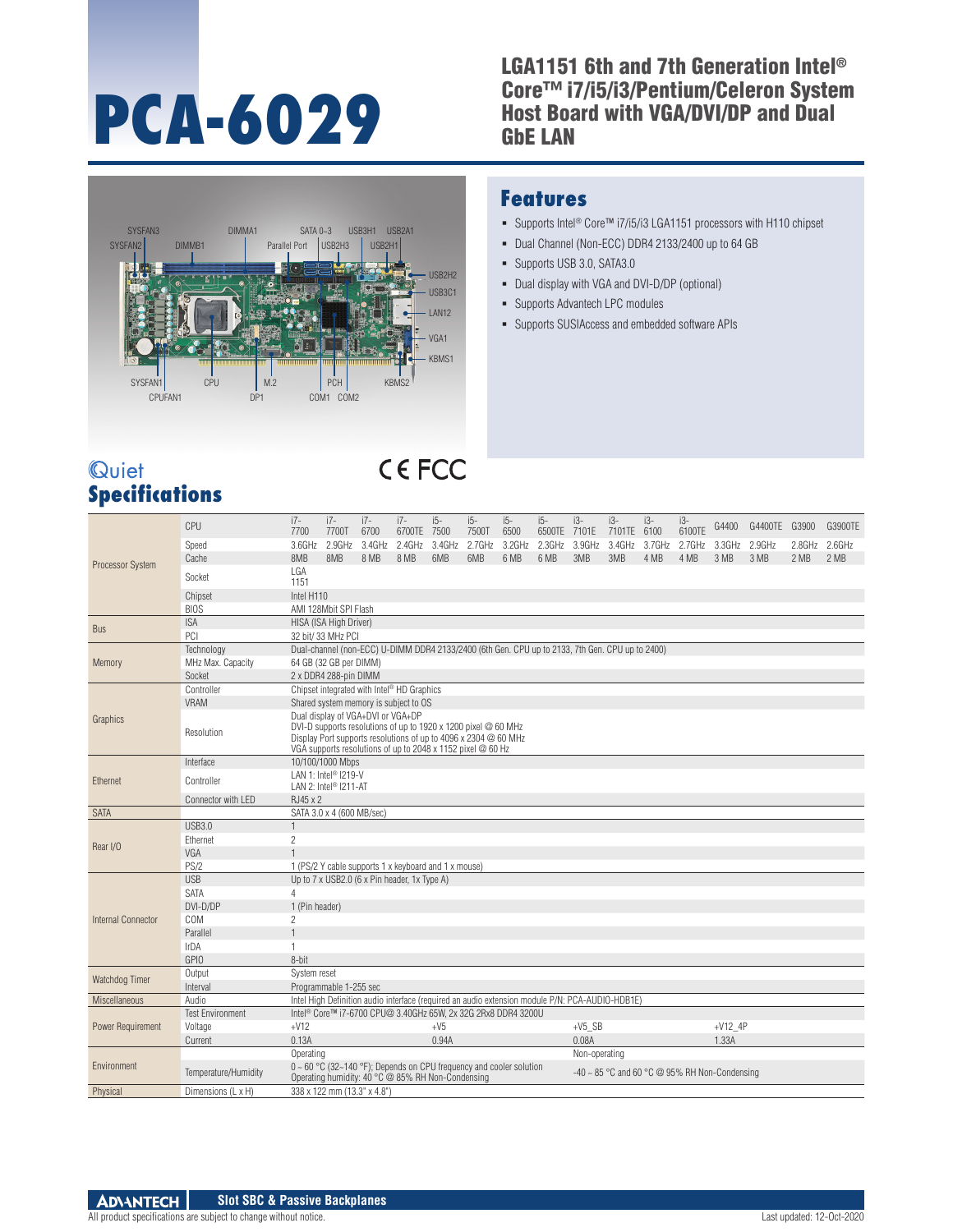# PCA-6029

## LGA1151 6th and 7th Generation Intel® Core™ i7/i5/i3/Pentium/Celeron System Host Board with VGA/DVI/DP and Dual GbE LAN

SYSFAN3, SYSFAN2, DIMMB1, DIMMA1, SATA 0~3, Parallel Port, USB3H1, USB2H3, USB2A1, USB2H1, USB2H2, USB3C1, LAN12, VGA1, KBMS1, SYSFAN1, CPUFAN1, CPU, M.2, DP1, PCH, COM1, COM2, KBMS2

## Features

- Supports Intel® Core™ i7/i5/i3 LGA1151 processors with H110 chipset
- Dual Channel (Non-ECC) DDR4 2133/2400 up to 64 GB
- Supports USB 3.0, SATA3.0
- Dual display with VGA and DVI-D/DP (optional)
- Supports Advantech LPC modules
- Supports SUSIAccess and embedded software APIs

Quiet

CE FCC

## Specifications

| | | | | | | | | | | | | | | | | | |
|---|---|---|---|---|---|---|---|---|---|---|---|---|---|---|---|---|---|
| Processor System | CPU | i7-7700 | i7-7700T | i7-6700 | i7-6700TE | i5-7500 | i5-7500T | i5-6500 | i5-6500TE | i3-7101E | i3-7101TE | i3-6100 | i3-6100TE | G4400 | G4400TE | G3900 | G3900TE |
| | Speed | 3.6GHz | 2.9GHz | 3.4GHz | 2.4GHz | 3.4GHz | 2.7GHz | 3.2GHz | 2.3GHz | 3.9GHz | 3.4GHz | 3.7GHz | 2.7GHz | 3.3GHz | 2.9GHz | 2.8GHz | 2.6GHz |
| | Cache | 8MB | 8MB | 8 MB | 8 MB | 6MB | 6MB | 6 MB | 6 MB | 3MB | 3MB | 4 MB | 4 MB | 3 MB | 3 MB | 2 MB | 2 MB |
| | Socket | LGA 1151 | | | | | | | | | | | | | | | |
| | Chipset | Intel H110 | | | | | | | | | | | | | | | |
| | BIOS | AMI 128Mbit SPI Flash | | | | | | | | | | | | | | | |
| Bus | ISA | HISA (ISA High Driver) | | | | | | | | | | | | | | | |
| | PCI | 32 bit/ 33 MHz PCI | | | | | | | | | | | | | | | |
| Memory | Technology | Dual-channel (non-ECC) U-DIMM DDR4 2133/2400 (6th Gen. CPU up to 2133, 7th Gen. CPU up to 2400) | | | | | | | | | | | | | | | |
| | MHz Max. Capacity | 64 GB (32 GB per DIMM) | | | | | | | | | | | | | | | |
| | Socket | 2 x DDR4 288-pin DIMM | | | | | | | | | | | | | | | |
| Graphics | Controller | Chipset integrated with Intel® HD Graphics | | | | | | | | | | | | | | | |
| | VRAM | Shared system memory is subject to OS | | | | | | | | | | | | | | | |
| | Resolution | Dual display of VGA+DVI or VGA+DP<br>DVI-D supports resolutions of up to 1920 x 1200 pixel @ 60 MHz<br>Display Port supports resolutions of up to 4096 x 2304 @ 60 MHz<br>VGA supports resolutions of up to 2048 x 1152 pixel @ 60 Hz | | | | | | | | | | | | | | | |
| Ethernet | Interface | 10/100/1000 Mbps | | | | | | | | | | | | | | | |
| | Controller | LAN 1: Intel® I219-V<br>LAN 2: Intel® I211-AT | | | | | | | | | | | | | | | |
| | Connector with LED | RJ45 x 2 | | | | | | | | | | | | | | | |
| SATA | | SATA 3.0 x 4 (600 MB/sec) | | | | | | | | | | | | | | | |
| Rear I/O | USB3.0 | 1 | | | | | | | | | | | | | | | |
| | Ethernet | 2 | | | | | | | | | | | | | | | |
| | VGA | 1 | | | | | | | | | | | | | | | |
| | PS/2 | 1 (PS/2 Y cable supports 1 x keyboard and 1 x mouse) | | | | | | | | | | | | | | | |
| Internal Connector | USB | Up to 7 x USB2.0 (6 x Pin header, 1x Type A) | | | | | | | | | | | | | | | |
| | SATA | 4 | | | | | | | | | | | | | | | |
| | DVI-D/DP | 1 (Pin header) | | | | | | | | | | | | | | | |
| | COM | 2 | | | | | | | | | | | | | | | |
| | Parallel | 1 | | | | | | | | | | | | | | | |
| | IrDA | 1 | | | | | | | | | | | | | | | |
| | GPIO | 8-bit | | | | | | | | | | | | | | | |
| Watchdog Timer | Output | System reset | | | | | | | | | | | | | | | |
| | Interval | Programmable 1-255 sec | | | | | | | | | | | | | | | |
| Miscellaneous | Audio | Intel High Definition audio interface (required an audio extension module P/N: PCA-AUDIO-HDB1E) | | | | | | | | | | | | | | | |
| Power Requirement | Test Environment | Intel® Core™ i7-6700 CPU@ 3.40GHz 65W, 2x 32G 2Rx8 DDR4 3200U | | | | | | | | | | | | | | | |
| | Voltage | +V12 | | | | +V5 | | | | +V5_SB | | | | +V12_4P | | | |
| | Current | 0.13A | | | | 0.94A | | | | 0.08A | | | | 1.33A | | | |
| Environment | | Operating | | | | | | | | Non-operating | | | | | | | |
| | Temperature/Humidity | 0 ~ 60 °C (32~140 °F); Depends on CPU frequency and cooler solution<br>Operating humidity: 40 °C @ 85% RH Non-Condensing | | | | | | | | -40 ~ 85 °C and 60 °C @ 95% RH Non-Condensing | | | | | | | |
| Physical | Dimensions (L x H) | 338 x 122 mm (13.3" x 4.8") | | | | | | | | | | | | | | | |

All product specifications are subject to change without notice.

Last updated: 12-Oct-2020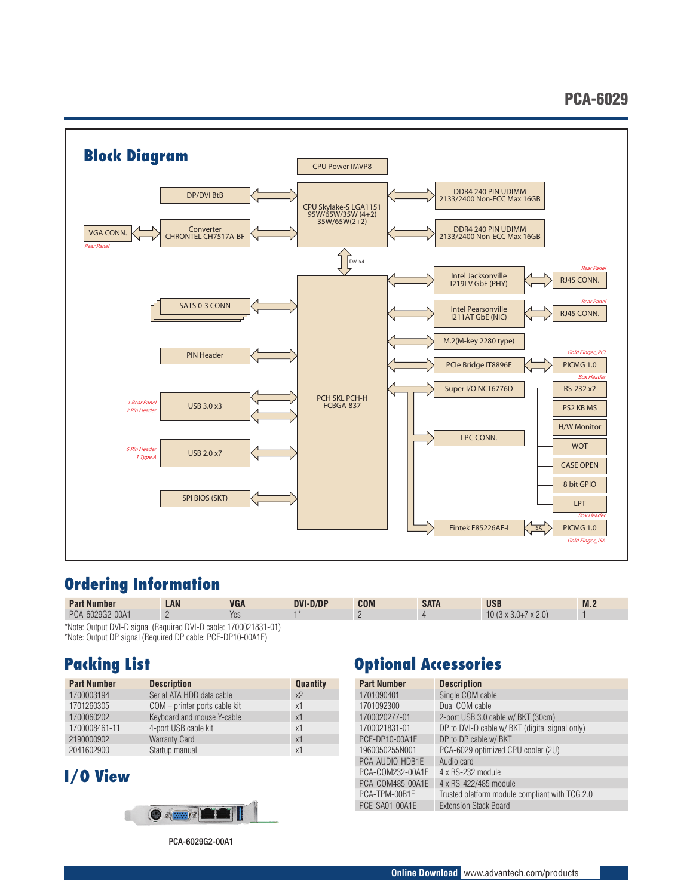# PCA-6029

## Block Diagram

CPU Power IMVP8

DP/DVI BtB

CPU Skylake-S LGA1151
95W/65W/35W (4+2)
35W/65W(2+2)

DDR4 240 PIN UDIMM
2133/2400 Non-ECC Max 16GB

VGA CONN.
Rear Panel

Converter
CHRONTEL CH7517A-BF

DDR4 240 PIN UDIMM
2133/2400 Non-ECC Max 16GB

DMIx4

Intel Jacksonville
I219LV GbE (PHY)

Rear Panel
RJ45 CONN.

SATS 0-3 CONN

Intel Pearsonville
I211AT GbE (NIC)

Rear Panel
RJ45 CONN.

M.2(M-key 2280 type)

PIN Header

PCIe Bridge IT8896E

Gold Finger_PCI
PICMG 1.0

Box Header
RS-232 x2

Super I/O NCT6776D

1 Rear Panel
2 Pin Header
USB 3.0 x3

PCH SKL PCH-H
FCBGA-837

PS2 KB MS

H/W Monitor

LPC CONN.

6 Pin Header
1 Type A
USB 2.0 x7

WOT

CASE OPEN

8 bit GPIO

SPI BIOS (SKT)

LPT

Box Header

Fintek F85226AF-I

ISA

PICMG 1.0
Gold Finger_ISA

## Ordering Information

| Part Number | LAN | VGA | DVI-D/DP | COM | SATA | USB | M.2 |
|---|---|---|---|---|---|---|---|
| PCA-6029G2-00A1 | 2 | Yes | 1* | 2 | 4 | 10 (3 x 3.0+7 x 2.0) | 1 |

*Note: Output DVI-D signal (Required DVI-D cable: 1700021831-01)
*Note: Output DP signal (Required DP cable: PCE-DP10-00A1E)

## Packing List

| Part Number | Description | Quantity |
|---|---|---|
| 1700003194 | Serial ATA HDD data cable | x2 |
| 1701260305 | COM + printer ports cable kit | x1 |
| 1700060202 | Keyboard and mouse Y-cable | x1 |
| 1700008461-11 | 4-port USB cable kit | x1 |
| 2190000902 | Warranty Card | x1 |
| 2041602900 | Startup manual | x1 |

## I/O View

PCA-6029G2-00A1

## Optional Accessories

| Part Number | Description |
|---|---|
| 1701090401 | Single COM cable |
| 1701092300 | Dual COM cable |
| 1700020277-01 | 2-port USB 3.0 cable w/ BKT (30cm) |
| 1700021831-01 | DP to DVI-D cable w/ BKT (digital signal only) |
| PCE-DP10-00A1E | DP to DP cable w/ BKT |
| 1960050255N001 | PCA-6029 optimized CPU cooler (2U) |
| PCA-AUDIO-HDB1E | Audio card |
| PCA-COM232-00A1E | 4 x RS-232 module |
| PCA-COM485-00A1E | 4 x RS-422/485 module |
| PCA-TPM-00B1E | Trusted platform module compliant with TCG 2.0 |
| PCE-SA01-00A1E | Extension Stack Board |

**Online Download** www.advantech.com/products